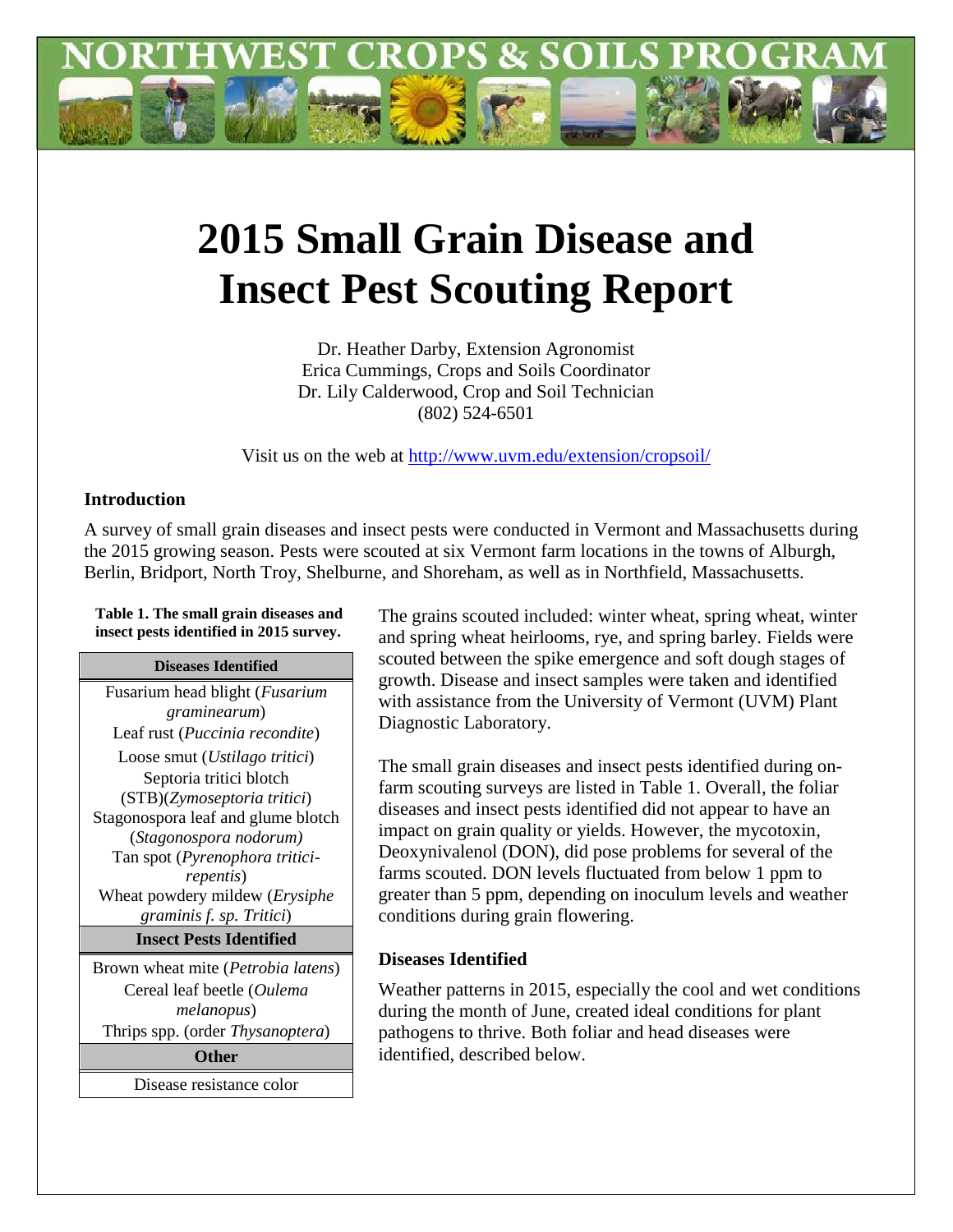# 2015 Small Grain Disease and Insect Pest Scouting Report

Dr. Heather Darby, Extension Agronomist
Erica Cummings, Crops and Soils Coordinator
Dr. Lily Calderwood, Crop and Soil Technician
(802) 524-6501

Visit us on the web at http://www.uvm.edu/extension/cropsoil/

## Introduction

A survey of small grain diseases and insect pests were conducted in Vermont and Massachusetts during the 2015 growing season. Pests were scouted at six Vermont farm locations in the towns of Alburgh, Berlin, Bridport, North Troy, Shelburne, and Shoreham, as well as in Northfield, Massachusetts.

**Table 1. The small grain diseases and insect pests identified in 2015 survey.**

| Diseases Identified |
|---|
| Fusarium head blight (*Fusarium graminearum*) |
| Leaf rust (*Puccinia recondite*) |
| Loose smut (*Ustilago tritici*) |
| Septoria tritici blotch (STB)(*Zymoseptoria tritici*) |
| Stagonospora leaf and glume blotch (*Stagonospora nodorum)* |
| Tan spot (*Pyrenophora tritici-repentis*) |
| Wheat powdery mildew (*Erysiphe graminis f. sp. Tritici*) |
| **Insect Pests Identified** |
| Brown wheat mite (*Petrobia latens*) |
| Cereal leaf beetle (*Oulema melanopus*) |
| Thrips spp. (order *Thysanoptera*) |
| **Other** |
| Disease resistance color |

The grains scouted included: winter wheat, spring wheat, winter and spring wheat heirlooms, rye, and spring barley. Fields were scouted between the spike emergence and soft dough stages of growth. Disease and insect samples were taken and identified with assistance from the University of Vermont (UVM) Plant Diagnostic Laboratory.

The small grain diseases and insect pests identified during on-farm scouting surveys are listed in Table 1. Overall, the foliar diseases and insect pests identified did not appear to have an impact on grain quality or yields. However, the mycotoxin, Deoxynivalenol (DON), did pose problems for several of the farms scouted. DON levels fluctuated from below 1 ppm to greater than 5 ppm, depending on inoculum levels and weather conditions during grain flowering.

### Diseases Identified

Weather patterns in 2015, especially the cool and wet conditions during the month of June, created ideal conditions for plant pathogens to thrive. Both foliar and head diseases were identified, described below.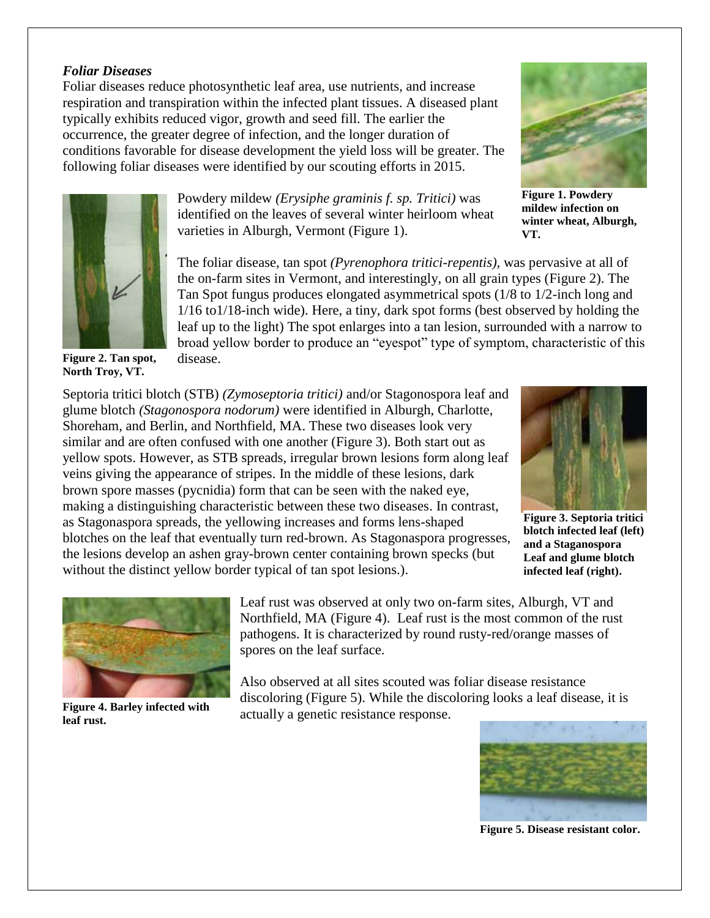### *Foliar Diseases*

Foliar diseases reduce photosynthetic leaf area, use nutrients, and increase respiration and transpiration within the infected plant tissues. A diseased plant typically exhibits reduced vigor, growth and seed fill. The earlier the occurrence, the greater degree of infection, and the longer duration of conditions favorable for disease development the yield loss will be greater. The following foliar diseases were identified by our scouting efforts in 2015.

**Figure 1. Powdery mildew infection on winter wheat, Alburgh, VT.**

Powdery mildew *(Erysiphe graminis f. sp. Tritici)* was identified on the leaves of several winter heirloom wheat varieties in Alburgh, Vermont (Figure 1).

**Figure 2. Tan spot, North Troy, VT.**

The foliar disease, tan spot *(Pyrenophora tritici-repentis)*, was pervasive at all of the on-farm sites in Vermont, and interestingly, on all grain types (Figure 2). The Tan Spot fungus produces elongated asymmetrical spots (1/8 to 1/2-inch long and 1/16 to1/18-inch wide). Here, a tiny, dark spot forms (best observed by holding the leaf up to the light) The spot enlarges into a tan lesion, surrounded with a narrow to broad yellow border to produce an "eyespot" type of symptom, characteristic of this disease.

Septoria tritici blotch (STB) *(Zymoseptoria tritici)* and/or Stagonospora leaf and glume blotch *(Stagonospora nodorum)* were identified in Alburgh, Charlotte, Shoreham, and Berlin, and Northfield, MA. These two diseases look very similar and are often confused with one another (Figure 3). Both start out as yellow spots. However, as STB spreads, irregular brown lesions form along leaf veins giving the appearance of stripes. In the middle of these lesions, dark brown spore masses (pycnidia) form that can be seen with the naked eye, making a distinguishing characteristic between these two diseases. In contrast, as Stagonaspora spreads, the yellowing increases and forms lens-shaped blotches on the leaf that eventually turn red-brown. As Stagonaspora progresses, the lesions develop an ashen gray-brown center containing brown specks (but without the distinct yellow border typical of tan spot lesions.).

**Figure 3. Septoria tritici blotch infected leaf (left) and a Staganospora Leaf and glume blotch infected leaf (right).**

**Figure 4. Barley infected with leaf rust.**

Leaf rust was observed at only two on-farm sites, Alburgh, VT and Northfield, MA (Figure 4). Leaf rust is the most common of the rust pathogens. It is characterized by round rusty-red/orange masses of spores on the leaf surface.

Also observed at all sites scouted was foliar disease resistance discoloring (Figure 5). While the discoloring looks a leaf disease, it is actually a genetic resistance response.

**Figure 5. Disease resistant color.**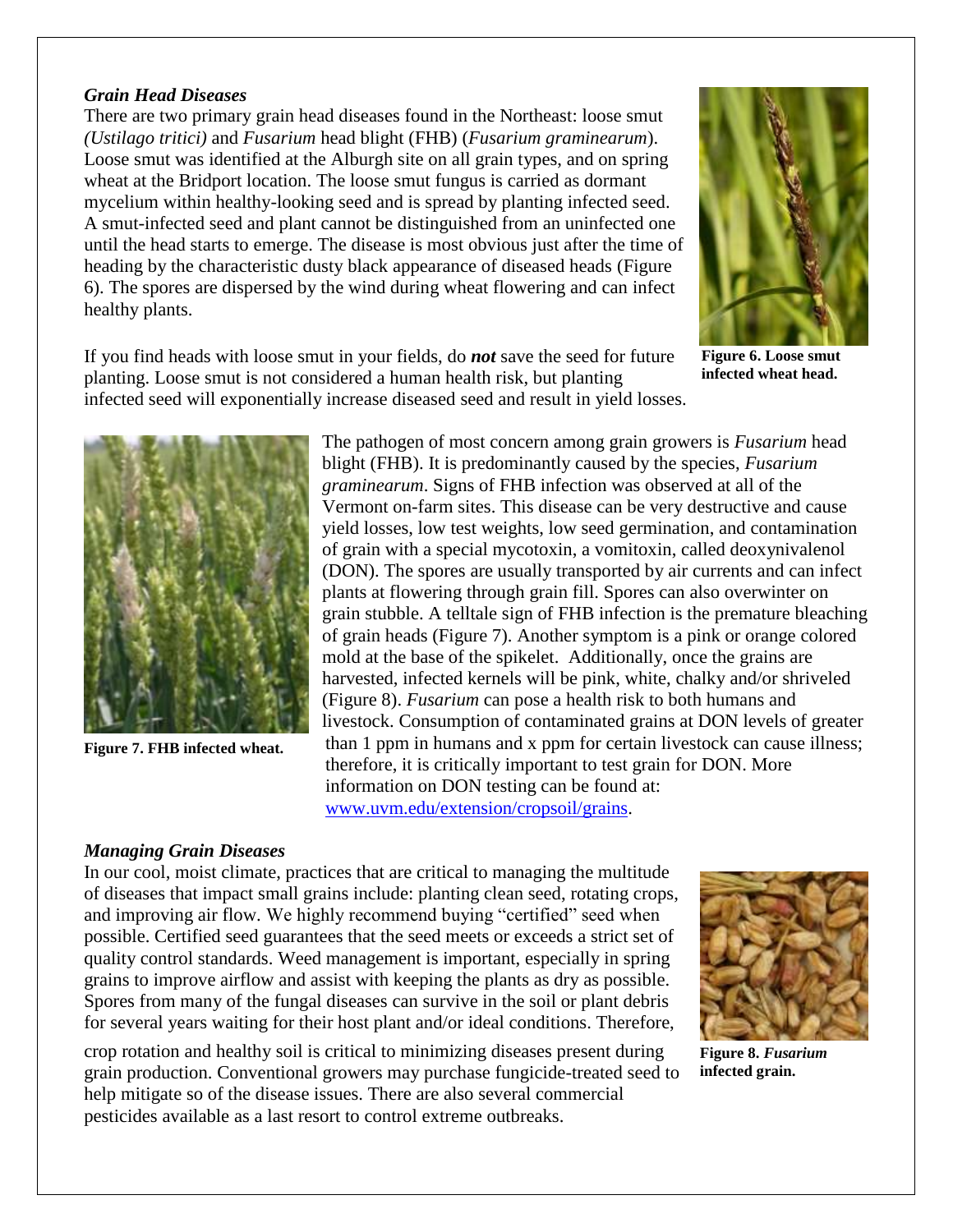### *Grain Head Diseases*

There are two primary grain head diseases found in the Northeast: loose smut *(Ustilago tritici)* and *Fusarium* head blight (FHB) (*Fusarium graminearum*). Loose smut was identified at the Alburgh site on all grain types, and on spring wheat at the Bridport location. The loose smut fungus is carried as dormant mycelium within healthy-looking seed and is spread by planting infected seed. A smut-infected seed and plant cannot be distinguished from an uninfected one until the head starts to emerge. The disease is most obvious just after the time of heading by the characteristic dusty black appearance of diseased heads (Figure 6). The spores are dispersed by the wind during wheat flowering and can infect healthy plants.

**Figure 6. Loose smut infected wheat head.**

If you find heads with loose smut in your fields, do ***not*** save the seed for future planting. Loose smut is not considered a human health risk, but planting infected seed will exponentially increase diseased seed and result in yield losses.

The pathogen of most concern among grain growers is *Fusarium* head blight (FHB). It is predominantly caused by the species, *Fusarium graminearum*. Signs of FHB infection was observed at all of the Vermont on-farm sites. This disease can be very destructive and cause yield losses, low test weights, low seed germination, and contamination of grain with a special mycotoxin, a vomitoxin, called deoxynivalenol (DON). The spores are usually transported by air currents and can infect plants at flowering through grain fill. Spores can also overwinter on grain stubble. A telltale sign of FHB infection is the premature bleaching of grain heads (Figure 7). Another symptom is a pink or orange colored mold at the base of the spikelet. Additionally, once the grains are harvested, infected kernels will be pink, white, chalky and/or shriveled (Figure 8). *Fusarium* can pose a health risk to both humans and livestock. Consumption of contaminated grains at DON levels of greater than 1 ppm in humans and x ppm for certain livestock can cause illness; therefore, it is critically important to test grain for DON. More information on DON testing can be found at: [www.uvm.edu/extension/cropsoil/grains](www.uvm.edu/extension/cropsoil/grains).

**Figure 7. FHB infected wheat.**

### *Managing Grain Diseases*

In our cool, moist climate, practices that are critical to managing the multitude of diseases that impact small grains include: planting clean seed, rotating crops, and improving air flow. We highly recommend buying "certified" seed when possible. Certified seed guarantees that the seed meets or exceeds a strict set of quality control standards. Weed management is important, especially in spring grains to improve airflow and assist with keeping the plants as dry as possible. Spores from many of the fungal diseases can survive in the soil or plant debris for several years waiting for their host plant and/or ideal conditions. Therefore, crop rotation and healthy soil is critical to minimizing diseases present during grain production. Conventional growers may purchase fungicide-treated seed to help mitigate so of the disease issues. There are also several commercial pesticides available as a last resort to control extreme outbreaks.

**Figure 8. *Fusarium* infected grain.**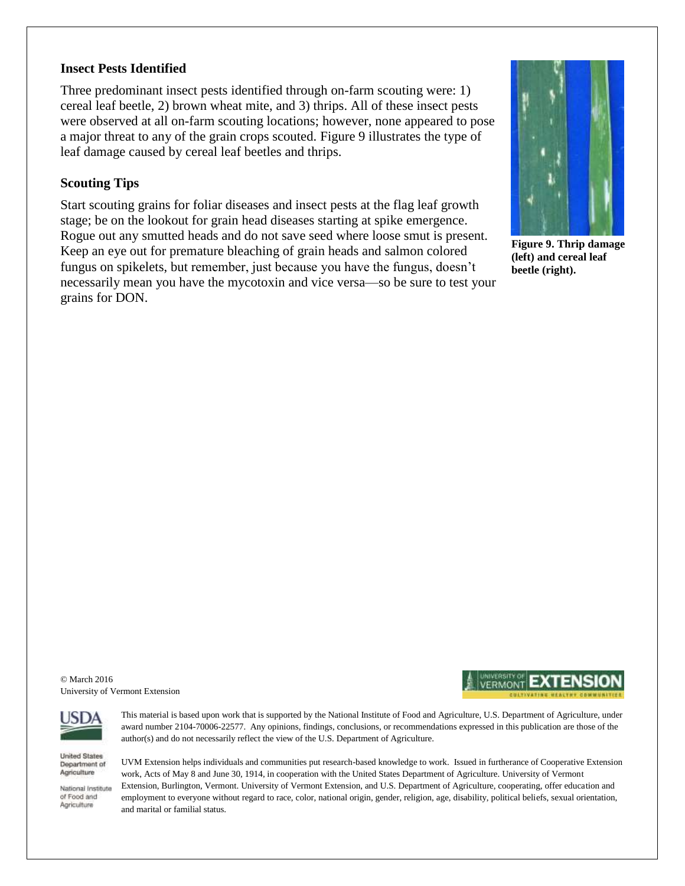## Insect Pests Identified

Three predominant insect pests identified through on-farm scouting were: 1) cereal leaf beetle, 2) brown wheat mite, and 3) thrips. All of these insect pests were observed at all on-farm scouting locations; however, none appeared to pose a major threat to any of the grain crops scouted. Figure 9 illustrates the type of leaf damage caused by cereal leaf beetles and thrips.

**Figure 9. Thrip damage (left) and cereal leaf beetle (right).**

## Scouting Tips

Start scouting grains for foliar diseases and insect pests at the flag leaf growth stage; be on the lookout for grain head diseases starting at spike emergence. Rogue out any smutted heads and do not save seed where loose smut is present. Keep an eye out for premature bleaching of grain heads and salmon colored fungus on spikelets, but remember, just because you have the fungus, doesn't necessarily mean you have the mycotoxin and vice versa—so be sure to test your grains for DON.

© March 2016
University of Vermont Extension

This material is based upon work that is supported by the National Institute of Food and Agriculture, U.S. Department of Agriculture, under award number 2104-70006-22577. Any opinions, findings, conclusions, or recommendations expressed in this publication are those of the author(s) and do not necessarily reflect the view of the U.S. Department of Agriculture.

UVM Extension helps individuals and communities put research-based knowledge to work. Issued in furtherance of Cooperative Extension work, Acts of May 8 and June 30, 1914, in cooperation with the United States Department of Agriculture. University of Vermont Extension, Burlington, Vermont. University of Vermont Extension, and U.S. Department of Agriculture, cooperating, offer education and employment to everyone without regard to race, color, national origin, gender, religion, age, disability, political beliefs, sexual orientation, and marital or familial status.